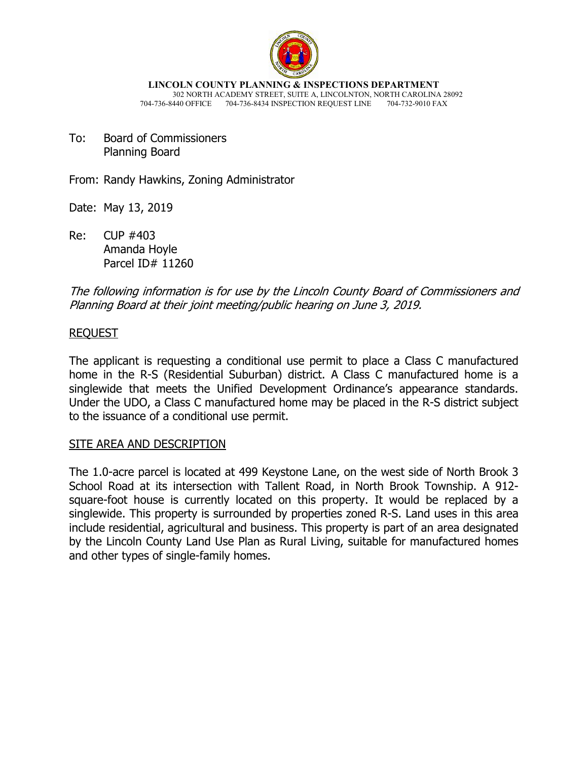**LINCOLN COUNTY PLANNING & INSPECTIONS DEPARTMENT**
302 NORTH ACADEMY STREET, SUITE A, LINCOLNTON, NORTH CAROLINA 28092
704-736-8440 OFFICE 704-736-8434 INSPECTION REQUEST LINE 704-732-9010 FAX

To: Board of Commissioners
Planning Board

From: Randy Hawkins, Zoning Administrator

Date: May 13, 2019

Re: CUP #403
Amanda Hoyle
Parcel ID# 11260

*The following information is for use by the Lincoln County Board of Commissioners and Planning Board at their joint meeting/public hearing on June 3, 2019.*

## REQUEST

The applicant is requesting a conditional use permit to place a Class C manufactured home in the R-S (Residential Suburban) district. A Class C manufactured home is a singlewide that meets the Unified Development Ordinance's appearance standards. Under the UDO, a Class C manufactured home may be placed in the R-S district subject to the issuance of a conditional use permit.

## SITE AREA AND DESCRIPTION

The 1.0-acre parcel is located at 499 Keystone Lane, on the west side of North Brook 3 School Road at its intersection with Tallent Road, in North Brook Township. A 912-square-foot house is currently located on this property. It would be replaced by a singlewide. This property is surrounded by properties zoned R-S. Land uses in this area include residential, agricultural and business. This property is part of an area designated by the Lincoln County Land Use Plan as Rural Living, suitable for manufactured homes and other types of single-family homes.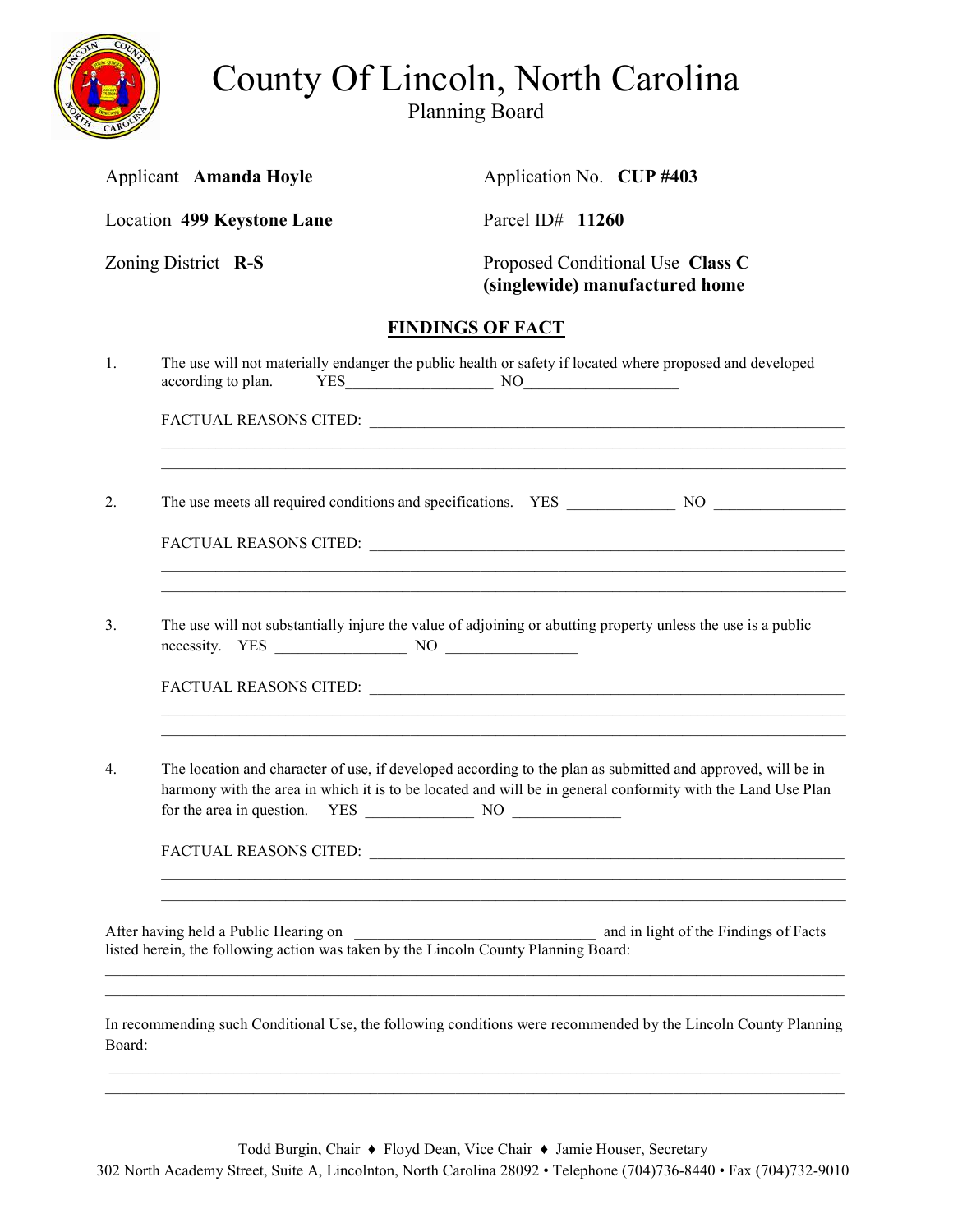# County Of Lincoln, North Carolina

Planning Board

Applicant **Amanda Hoyle**

Application No. **CUP #403**

Location **499 Keystone Lane**

Parcel ID# **11260**

Zoning District **R-S**

Proposed Conditional Use **Class C (singlewide) manufactured home**

## FINDINGS OF FACT

1. The use will not materially endanger the public health or safety if located where proposed and developed according to plan. YES\_\_\_\_\_\_\_\_\_\_\_\_\_\_\_\_\_\_\_\_ NO\_\_\_\_\_\_\_\_\_\_\_\_\_\_\_\_\_\_\_\_

   FACTUAL REASONS CITED: \_\_\_\_\_\_\_\_\_\_\_\_\_\_\_\_\_\_\_\_\_\_\_\_\_\_\_\_\_\_\_\_\_\_\_\_\_\_\_\_\_\_\_\_\_\_\_\_

2. The use meets all required conditions and specifications. YES \_\_\_\_\_\_\_\_\_\_\_\_\_\_ NO \_\_\_\_\_\_\_\_\_\_\_\_\_\_\_\_\_\_

   FACTUAL REASONS CITED: \_\_\_\_\_\_\_\_\_\_\_\_\_\_\_\_\_\_\_\_\_\_\_\_\_\_\_\_\_\_\_\_\_\_\_\_\_\_\_\_\_\_\_\_\_\_\_\_

3. The use will not substantially injure the value of adjoining or abutting property unless the use is a public necessity. YES \_\_\_\_\_\_\_\_\_\_\_\_\_\_\_\_\_\_ NO \_\_\_\_\_\_\_\_\_\_\_\_\_\_\_\_\_\_

   FACTUAL REASONS CITED: \_\_\_\_\_\_\_\_\_\_\_\_\_\_\_\_\_\_\_\_\_\_\_\_\_\_\_\_\_\_\_\_\_\_\_\_\_\_\_\_\_\_\_\_\_\_\_\_

4. The location and character of use, if developed according to the plan as submitted and approved, will be in harmony with the area in which it is to be located and will be in general conformity with the Land Use Plan for the area in question. YES \_\_\_\_\_\_\_\_\_\_\_\_\_\_ NO \_\_\_\_\_\_\_\_\_\_\_\_\_\_

   FACTUAL REASONS CITED: \_\_\_\_\_\_\_\_\_\_\_\_\_\_\_\_\_\_\_\_\_\_\_\_\_\_\_\_\_\_\_\_\_\_\_\_\_\_\_\_\_\_\_\_\_\_\_\_

After having held a Public Hearing on \_\_\_\_\_\_\_\_\_\_\_\_\_\_\_\_\_\_\_\_\_\_\_\_\_\_\_\_\_\_\_\_ and in light of the Findings of Facts listed herein, the following action was taken by the Lincoln County Planning Board:

\_\_\_\_\_\_\_\_\_\_\_\_\_\_\_\_\_\_\_\_\_\_\_\_\_\_\_\_\_\_\_\_\_\_\_\_\_\_\_\_\_\_\_\_\_\_\_\_\_\_\_\_\_\_\_\_\_\_\_\_\_\_\_\_

In recommending such Conditional Use, the following conditions were recommended by the Lincoln County Planning Board:

\_\_\_\_\_\_\_\_\_\_\_\_\_\_\_\_\_\_\_\_\_\_\_\_\_\_\_\_\_\_\_\_\_\_\_\_\_\_\_\_\_\_\_\_\_\_\_\_\_\_\_\_\_\_\_\_\_\_\_\_\_\_\_\_

Todd Burgin, Chair ♦ Floyd Dean, Vice Chair ♦ Jamie Houser, Secretary
302 North Academy Street, Suite A, Lincolnton, North Carolina 28092 • Telephone (704)736-8440 • Fax (704)732-9010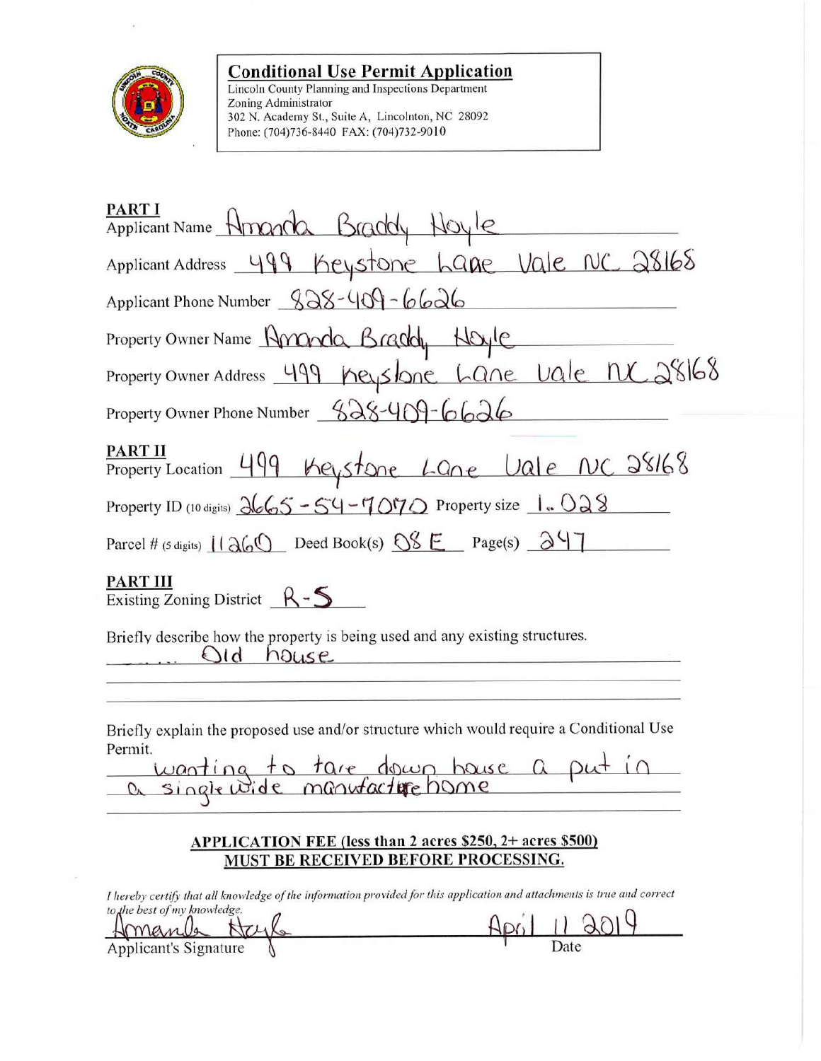## Conditional Use Permit Application

Lincoln County Planning and Inspections Department
Zoning Administrator
302 N. Academy St., Suite A, Lincolnton, NC 28092
Phone: (704)736-8440 FAX: (704)732-9010

**PART I**

Applicant Name Amanda Braddy Hoyle

Applicant Address 499 Keystone Lane Vale NC 28168

Applicant Phone Number 828-409-6626

Property Owner Name Amanda Braddy Hoyle

Property Owner Address 499 Keystone Lane Vale NC 28168

Property Owner Phone Number 828-409-6626

**PART II**

Property Location 499 Keystone Lane Vale NC 28168

Property ID (10 digits) 2665-54-7070 Property size 1.028

Parcel # (5 digits) 11260 Deed Book(s) 08 E Page(s) 247

**PART III**

Existing Zoning District R-S

Briefly describe how the property is being used and any existing structures.

Old house

Briefly explain the proposed use and/or structure which would require a Conditional Use Permit.

wanting to tare down house a put in a single wide manufacture home

**APPLICATION FEE (less than 2 acres $250, 2+ acres $500) MUST BE RECEIVED BEFORE PROCESSING.**

*I hereby certify that all knowledge of the information provided for this application and attachments is true and correct to the best of my knowledge.*

Amanda Hoyle — Applicant's Signature

April 11 2019 — Date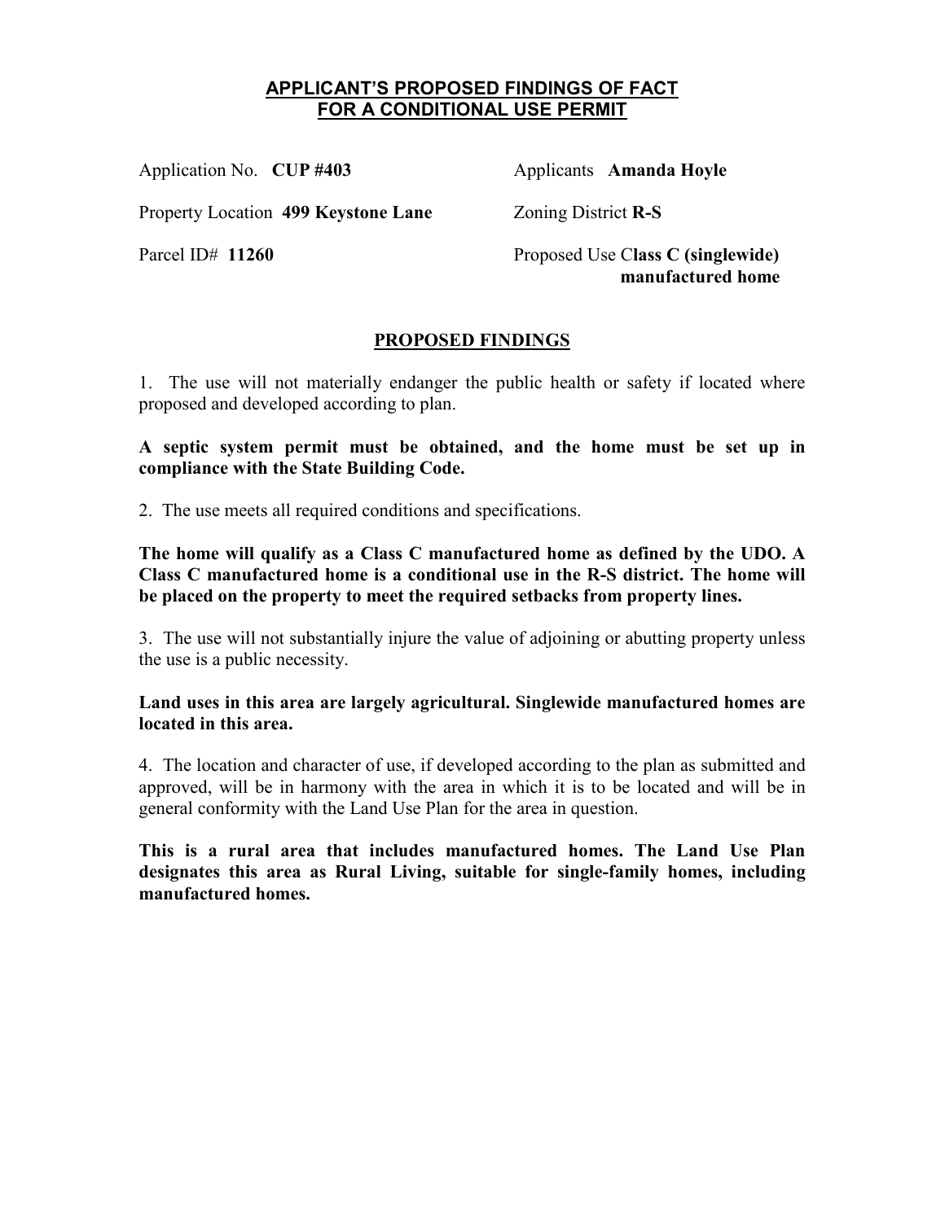## APPLICANT'S PROPOSED FINDINGS OF FACT FOR A CONDITIONAL USE PERMIT

Application No. **CUP #403**

Applicants **Amanda Hoyle**

Property Location **499 Keystone Lane**

Zoning District **R-S**

Parcel ID# **11260**

Proposed Use C**lass C (singlewide) manufactured home**

## PROPOSED FINDINGS

1. The use will not materially endanger the public health or safety if located where proposed and developed according to plan.

**A septic system permit must be obtained, and the home must be set up in compliance with the State Building Code.**

2. The use meets all required conditions and specifications.

**The home will qualify as a Class C manufactured home as defined by the UDO. A Class C manufactured home is a conditional use in the R-S district. The home will be placed on the property to meet the required setbacks from property lines.**

3. The use will not substantially injure the value of adjoining or abutting property unless the use is a public necessity.

**Land uses in this area are largely agricultural. Singlewide manufactured homes are located in this area.**

4. The location and character of use, if developed according to the plan as submitted and approved, will be in harmony with the area in which it is to be located and will be in general conformity with the Land Use Plan for the area in question.

**This is a rural area that includes manufactured homes. The Land Use Plan designates this area as Rural Living, suitable for single-family homes, including manufactured homes.**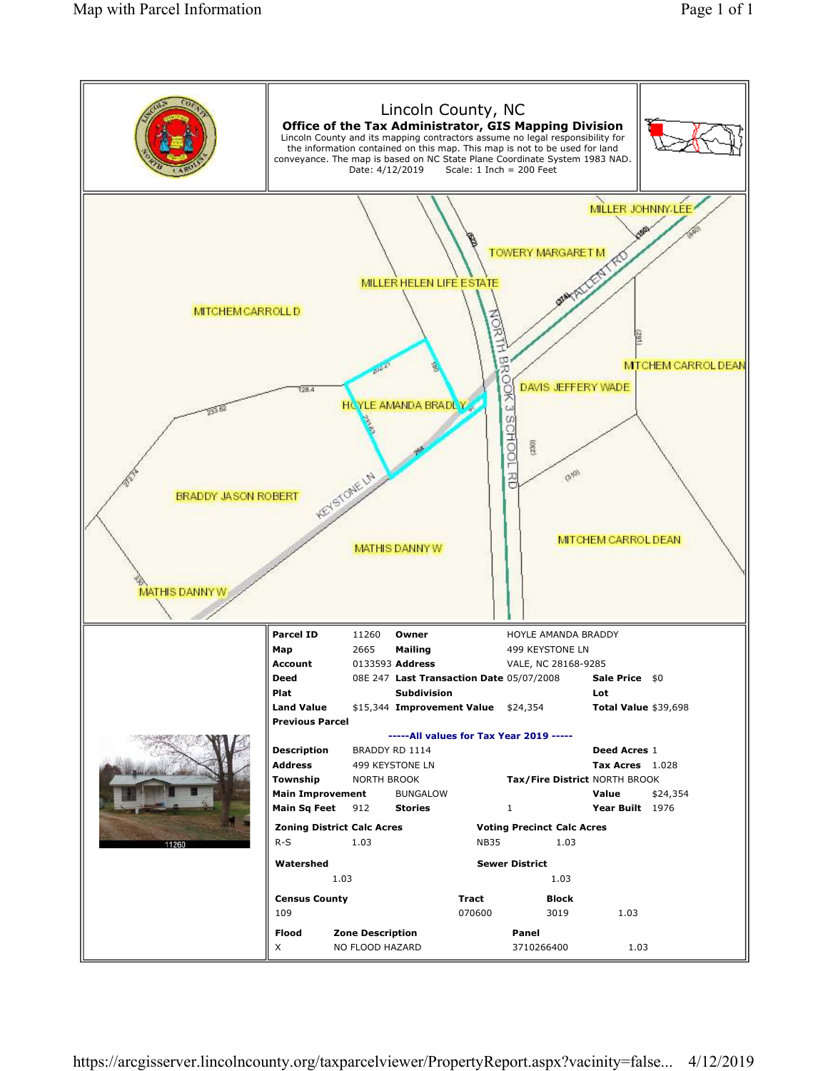# Lincoln County, NC

**Office of the Tax Administrator, GIS Mapping Division**

Lincoln County and its mapping contractors assume no legal responsibility for the information contained on this map. This map is not to be used for land conveyance. The map is based on NC State Plane Coordinate System 1983 NAD.

Date: 4/12/2019 Scale: 1 Inch = 200 Feet

MILLER JOHNNY LEE
TOWERY MARGARET M
MILLER HELEN LIFE ESTATE
MITCHEM CARROLL D
TALLENT RD
NORTH BROOK 3 SCHOOL RD
MITCHEM CARROL DEAN
DAVIS JEFFERY WADE
HOYLE AMANDA BRADLY
BRADDY JASON ROBERT
KEYSTONE LN
MATHIS DANNY W
MITCHEM CARROL DEAN
MATHIS DANNY W

| | | | | | | |
|---|---|---|---|---|---|---|
| **Parcel ID** | 11260 | **Owner** | HOYLE AMANDA BRADDY | | | |
| **Map** | 2665 | **Mailing** | 499 KEYSTONE LN | | | |
| **Account** | 0133593 | **Address** | VALE, NC 28168-9285 | | | |
| **Deed** | 08E 247 | **Last Transaction Date** | 05/07/2008 | | **Sale Price** | $0 |
| **Plat** | | **Subdivision** | | | **Lot** | |
| **Land Value** | $15,344 | **Improvement Value** | $24,354 | | **Total Value** | $39,698 |
| **Previous Parcel** | | | | | | |

**-----All values for Tax Year 2019 -----**

| | | | | | | |
|---|---|---|---|---|---|---|
| **Description** | BRADDY RD 1114 | | | | **Deed Acres** | 1 |
| **Address** | 499 KEYSTONE LN | | | | **Tax Acres** | 1.028 |
| **Township** | NORTH BROOK | | **Tax/Fire District** | NORTH BROOK | | |
| **Main Improvement** | BUNGALOW | | | | **Value** | $24,354 |
| **Main Sq Feet** | 912 | **Stories** | 1 | | **Year Built** | 1976 |

| **Zoning District** | **Calc Acres** | **Voting Precinct** | **Calc Acres** |
|---|---|---|---|
| R-S | 1.03 | NB35 | 1.03 |

| **Watershed** | | **Sewer District** | |
|---|---|---|---|
| | 1.03 | | 1.03 |

| **Census County** | **Tract** | **Block** | |
|---|---|---|---|
| 109 | 070600 | 3019 | 1.03 |

| **Flood** | **Zone Description** | **Panel** | |
|---|---|---|---|
| X | NO FLOOD HAZARD | 3710266400 | 1.03 |

11260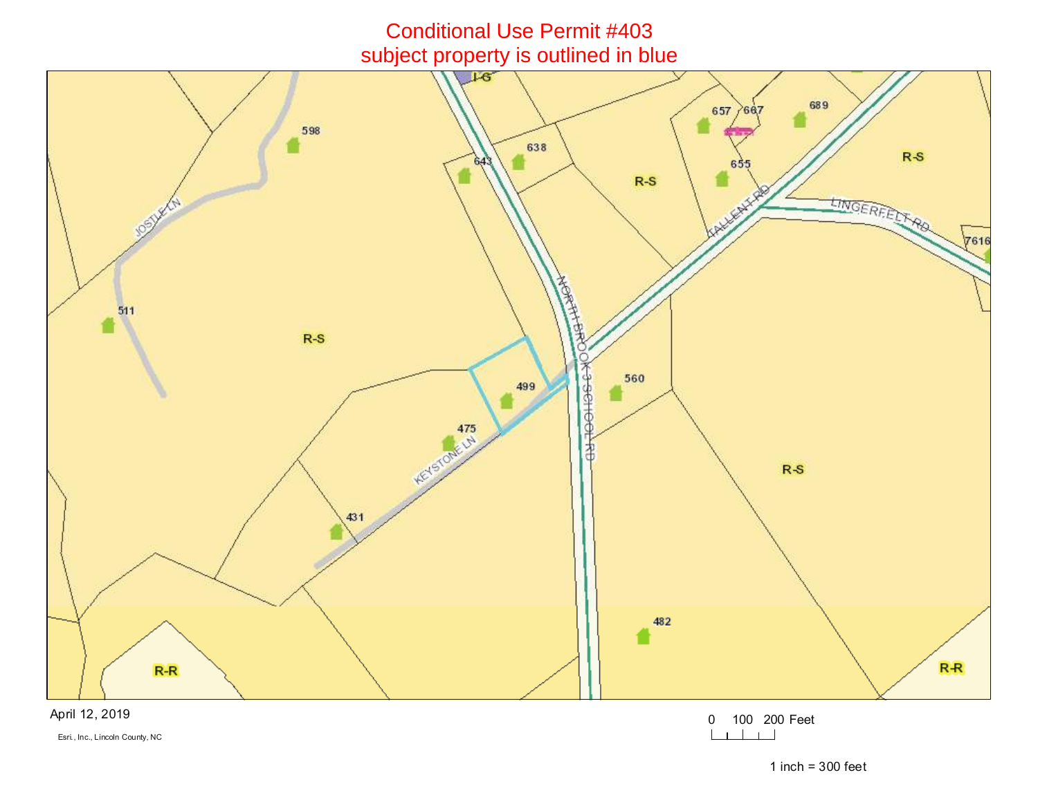# Conditional Use Permit #403
## subject property is outlined in blue

I-G

598

643

638

657

667

689

655

R-S

R-S

JOSTLE LN

TALLENT RD

LINGERFELT RD

7616

511

R-S

NORTH BROOK 3 SCHOOL RD

499

560

475

KEYSTONE LN

R-S

431

482

R-R

R-R

April 12, 2019

Esri., Inc., Lincoln County, NC

0 100 200 Feet

1 inch = 300 feet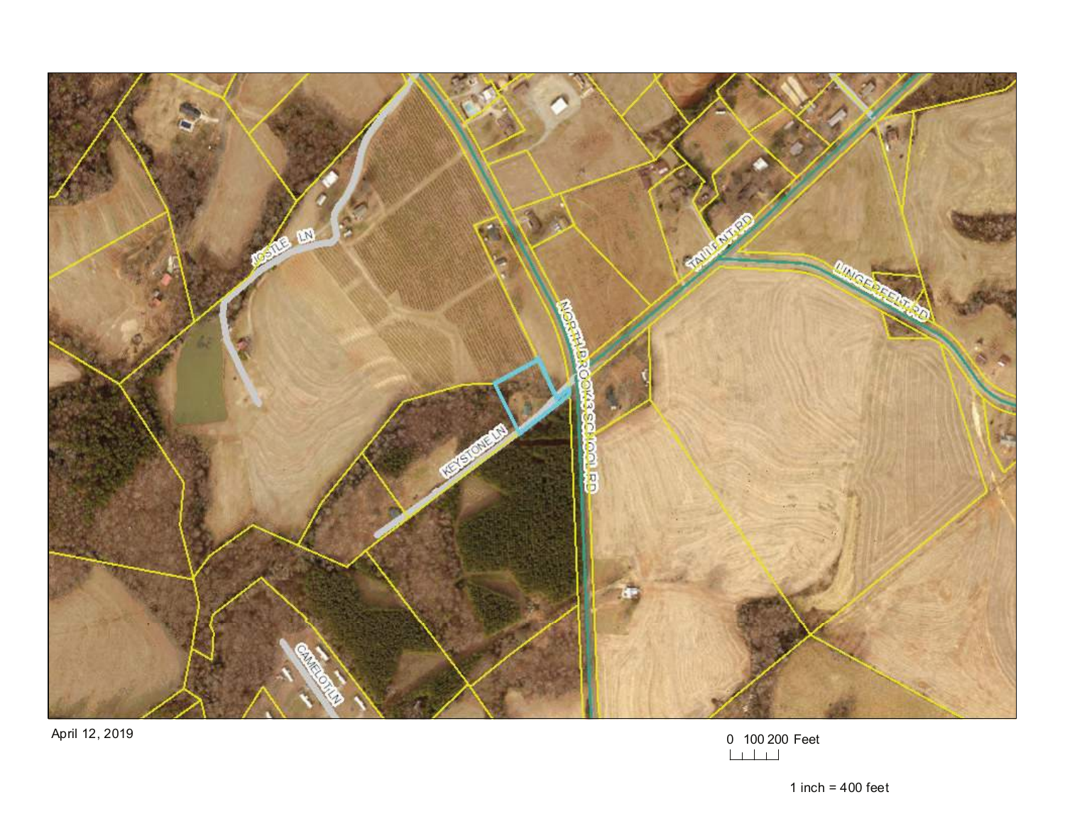JOSTLE LN

KEYSTONE LN

NORTH BROOK 3 SCHOOL RD

TALLENT RD

LINGERFELT RD

CAMELOT LN

April 12, 2019

0 100 200 Feet

1 inch = 400 feet